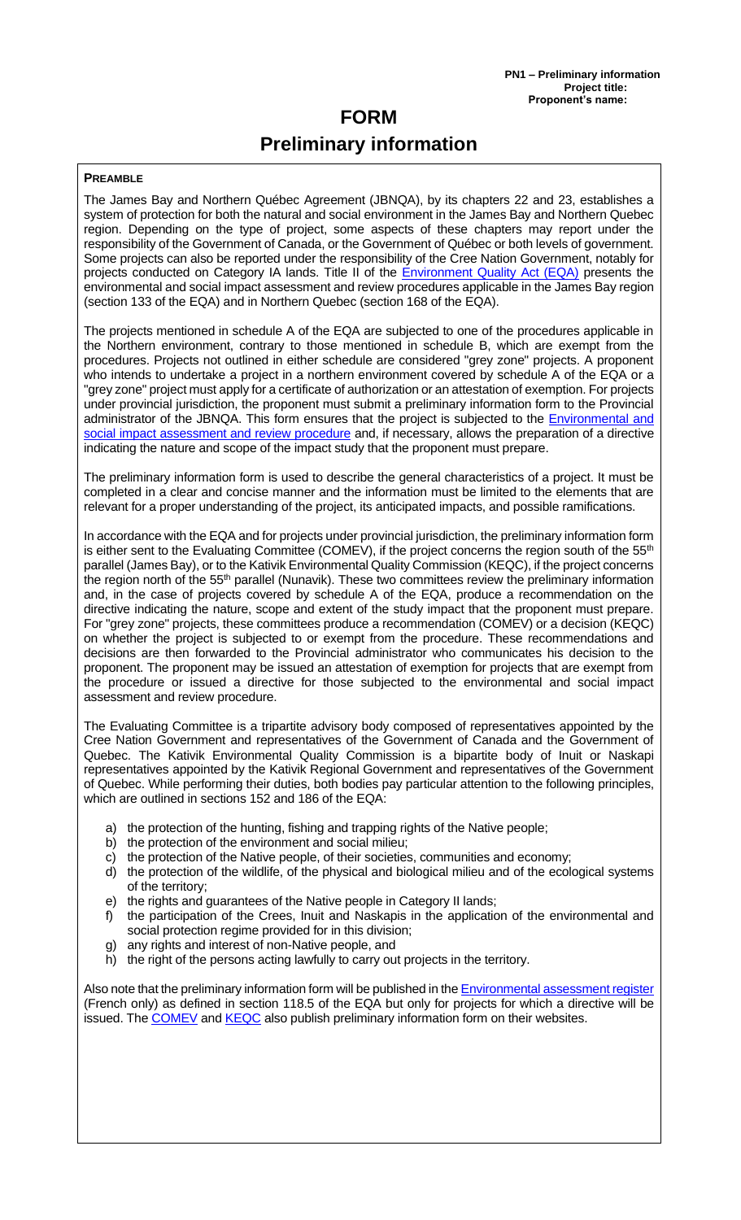**PN1 – Preliminary information**
**Project title:**
**Proponent's name:**

# FORM

# Preliminary information

**PREAMBLE**

The James Bay and Northern Québec Agreement (JBNQA), by its chapters 22 and 23, establishes a system of protection for both the natural and social environment in the James Bay and Northern Quebec region. Depending on the type of project, some aspects of these chapters may report under the responsibility of the Government of Canada, or the Government of Québec or both levels of government. Some projects can also be reported under the responsibility of the Cree Nation Government, notably for projects conducted on Category IA lands. Title II of the Environment Quality Act (EQA) presents the environmental and social impact assessment and review procedures applicable in the James Bay region (section 133 of the EQA) and in Northern Quebec (section 168 of the EQA).

The projects mentioned in schedule A of the EQA are subjected to one of the procedures applicable in the Northern environment, contrary to those mentioned in schedule B, which are exempt from the procedures. Projects not outlined in either schedule are considered "grey zone" projects. A proponent who intends to undertake a project in a northern environment covered by schedule A of the EQA or a "grey zone" project must apply for a certificate of authorization or an attestation of exemption. For projects under provincial jurisdiction, the proponent must submit a preliminary information form to the Provincial administrator of the JBNQA. This form ensures that the project is subjected to the Environmental and social impact assessment and review procedure and, if necessary, allows the preparation of a directive indicating the nature and scope of the impact study that the proponent must prepare.

The preliminary information form is used to describe the general characteristics of a project. It must be completed in a clear and concise manner and the information must be limited to the elements that are relevant for a proper understanding of the project, its anticipated impacts, and possible ramifications.

In accordance with the EQA and for projects under provincial jurisdiction, the preliminary information form is either sent to the Evaluating Committee (COMEV), if the project concerns the region south of the 55th parallel (James Bay), or to the Kativik Environmental Quality Commission (KEQC), if the project concerns the region north of the 55th parallel (Nunavik). These two committees review the preliminary information and, in the case of projects covered by schedule A of the EQA, produce a recommendation on the directive indicating the nature, scope and extent of the study impact that the proponent must prepare. For "grey zone" projects, these committees produce a recommendation (COMEV) or a decision (KEQC) on whether the project is subjected to or exempt from the procedure. These recommendations and decisions are then forwarded to the Provincial administrator who communicates his decision to the proponent. The proponent may be issued an attestation of exemption for projects that are exempt from the procedure or issued a directive for those subjected to the environmental and social impact assessment and review procedure.

The Evaluating Committee is a tripartite advisory body composed of representatives appointed by the Cree Nation Government and representatives of the Government of Canada and the Government of Quebec. The Kativik Environmental Quality Commission is a bipartite body of Inuit or Naskapi representatives appointed by the Kativik Regional Government and representatives of the Government of Quebec. While performing their duties, both bodies pay particular attention to the following principles, which are outlined in sections 152 and 186 of the EQA:

a) the protection of the hunting, fishing and trapping rights of the Native people;
b) the protection of the environment and social milieu;
c) the protection of the Native people, of their societies, communities and economy;
d) the protection of the wildlife, of the physical and biological milieu and of the ecological systems of the territory;
e) the rights and guarantees of the Native people in Category II lands;
f) the participation of the Crees, Inuit and Naskapis in the application of the environmental and social protection regime provided for in this division;
g) any rights and interest of non-Native people, and
h) the right of the persons acting lawfully to carry out projects in the territory.

Also note that the preliminary information form will be published in the Environmental assessment register (French only) as defined in section 118.5 of the EQA but only for projects for which a directive will be issued. The COMEV and KEQC also publish preliminary information form on their websites.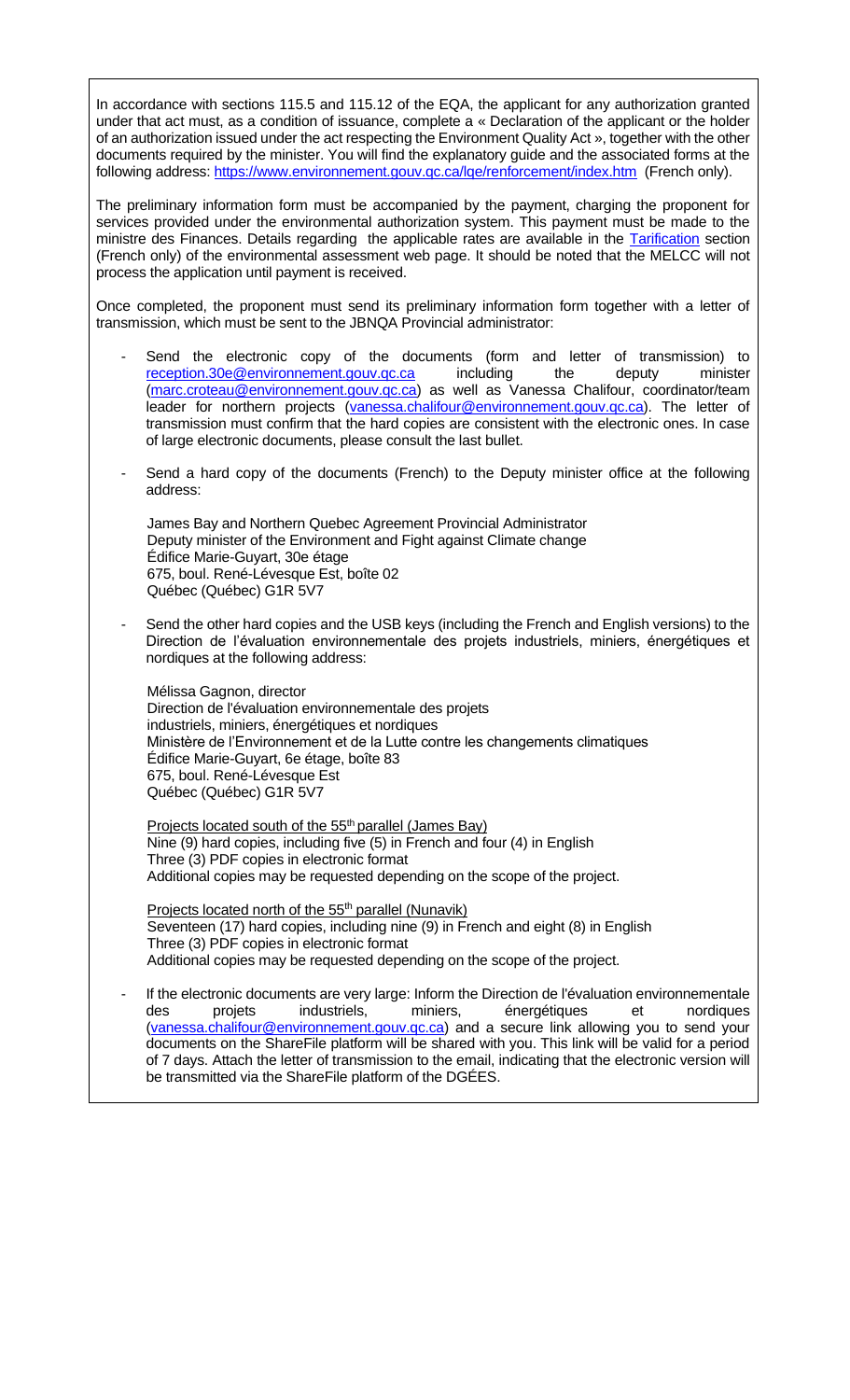In accordance with sections 115.5 and 115.12 of the EQA, the applicant for any authorization granted under that act must, as a condition of issuance, complete a « Declaration of the applicant or the holder of an authorization issued under the act respecting the Environment Quality Act », together with the other documents required by the minister. You will find the explanatory guide and the associated forms at the following address: https://www.environnement.gouv.qc.ca/lqe/renforcement/index.htm (French only).

The preliminary information form must be accompanied by the payment, charging the proponent for services provided under the environmental authorization system. This payment must be made to the ministre des Finances. Details regarding the applicable rates are available in the Tarification section (French only) of the environmental assessment web page. It should be noted that the MELCC will not process the application until payment is received.

Once completed, the proponent must send its preliminary information form together with a letter of transmission, which must be sent to the JBNQA Provincial administrator:

- Send the electronic copy of the documents (form and letter of transmission) to reception.30e@environnement.gouv.qc.ca including the deputy minister (marc.croteau@environnement.gouv.qc.ca) as well as Vanessa Chalifour, coordinator/team leader for northern projects (vanessa.chalifour@environnement.gouv.qc.ca). The letter of transmission must confirm that the hard copies are consistent with the electronic ones. In case of large electronic documents, please consult the last bullet.

- Send a hard copy of the documents (French) to the Deputy minister office at the following address:

  James Bay and Northern Quebec Agreement Provincial Administrator
  Deputy minister of the Environment and Fight against Climate change
  Édifice Marie-Guyart, 30e étage
  675, boul. René-Lévesque Est, boîte 02
  Québec (Québec) G1R 5V7

- Send the other hard copies and the USB keys (including the French and English versions) to the Direction de l'évaluation environnementale des projets industriels, miniers, énergétiques et nordiques at the following address:

  Mélissa Gagnon, director
  Direction de l'évaluation environnementale des projets
  industriels, miniers, énergétiques et nordiques
  Ministère de l'Environnement et de la Lutte contre les changements climatiques
  Édifice Marie-Guyart, 6e étage, boîte 83
  675, boul. René-Lévesque Est
  Québec (Québec) G1R 5V7

  Projects located south of the 55th parallel (James Bay)
  Nine (9) hard copies, including five (5) in French and four (4) in English
  Three (3) PDF copies in electronic format
  Additional copies may be requested depending on the scope of the project.

  Projects located north of the 55th parallel (Nunavik)
  Seventeen (17) hard copies, including nine (9) in French and eight (8) in English
  Three (3) PDF copies in electronic format
  Additional copies may be requested depending on the scope of the project.

- If the electronic documents are very large: Inform the Direction de l'évaluation environnementale des projets industriels, miniers, énergétiques et nordiques (vanessa.chalifour@environnement.gouv.qc.ca) and a secure link allowing you to send your documents on the ShareFile platform will be shared with you. This link will be valid for a period of 7 days. Attach the letter of transmission to the email, indicating that the electronic version will be transmitted via the ShareFile platform of the DGÉES.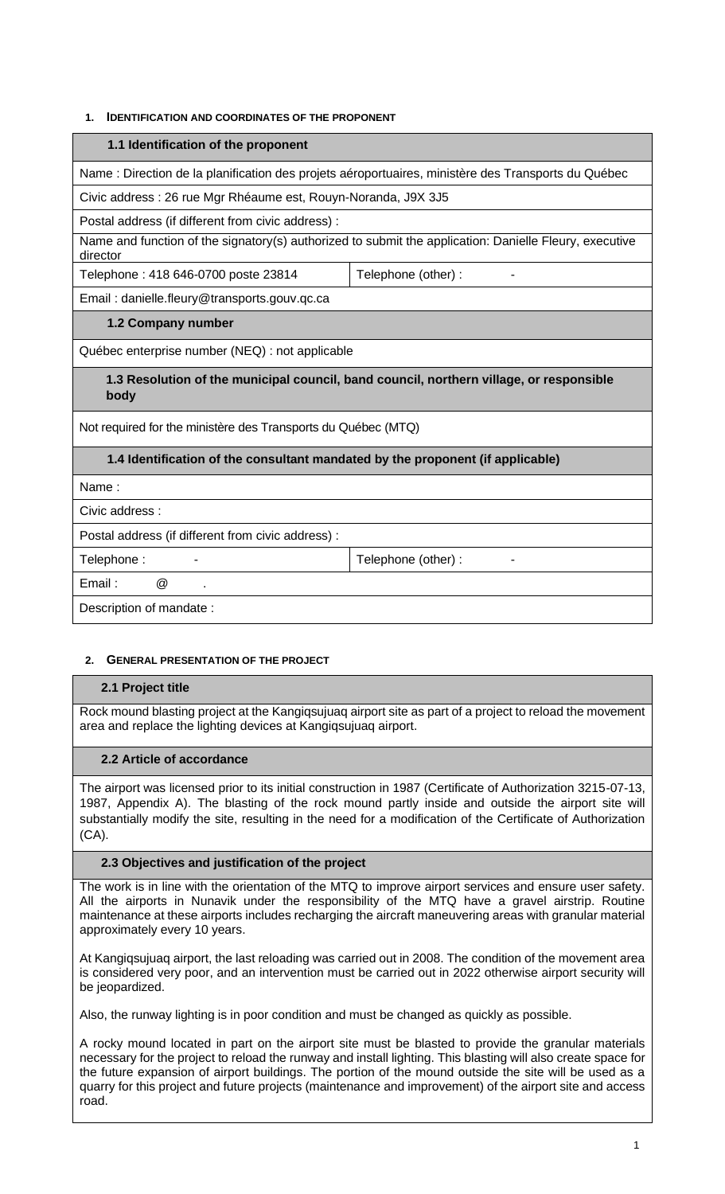## 1. Identification and coordinates of the proponent

### 1.1 Identification of the proponent

Name : Direction de la planification des projets aéroportuaires, ministère des Transports du Québec

Civic address : 26 rue Mgr Rhéaume est, Rouyn-Noranda, J9X 3J5

Postal address (if different from civic address) :

Name and function of the signatory(s) authorized to submit the application: Danielle Fleury, executive director

| Telephone : 418 646-0700 poste 23814 | Telephone (other) : - |
|---|---|

Email : danielle.fleury@transports.gouv.qc.ca

### 1.2 Company number

Québec enterprise number (NEQ) : not applicable

### 1.3 Resolution of the municipal council, band council, northern village, or responsible body

Not required for the ministère des Transports du Québec (MTQ)

### 1.4 Identification of the consultant mandated by the proponent (if applicable)

Name :

Civic address :

Postal address (if different from civic address) :

| Telephone : - | Telephone (other) : - |
|---|---|

Email : @ .

Description of mandate :

## 2. General presentation of the project

### 2.1 Project title

Rock mound blasting project at the Kangiqsujuaq airport site as part of a project to reload the movement area and replace the lighting devices at Kangiqsujuaq airport.

### 2.2 Article of accordance

The airport was licensed prior to its initial construction in 1987 (Certificate of Authorization 3215-07-13, 1987, Appendix A). The blasting of the rock mound partly inside and outside the airport site will substantially modify the site, resulting in the need for a modification of the Certificate of Authorization (CA).

### 2.3 Objectives and justification of the project

The work is in line with the orientation of the MTQ to improve airport services and ensure user safety. All the airports in Nunavik under the responsibility of the MTQ have a gravel airstrip. Routine maintenance at these airports includes recharging the aircraft maneuvering areas with granular material approximately every 10 years.

At Kangiqsujuaq airport, the last reloading was carried out in 2008. The condition of the movement area is considered very poor, and an intervention must be carried out in 2022 otherwise airport security will be jeopardized.

Also, the runway lighting is in poor condition and must be changed as quickly as possible.

A rocky mound located in part on the airport site must be blasted to provide the granular materials necessary for the project to reload the runway and install lighting. This blasting will also create space for the future expansion of airport buildings. The portion of the mound outside the site will be used as a quarry for this project and future projects (maintenance and improvement) of the airport site and access road.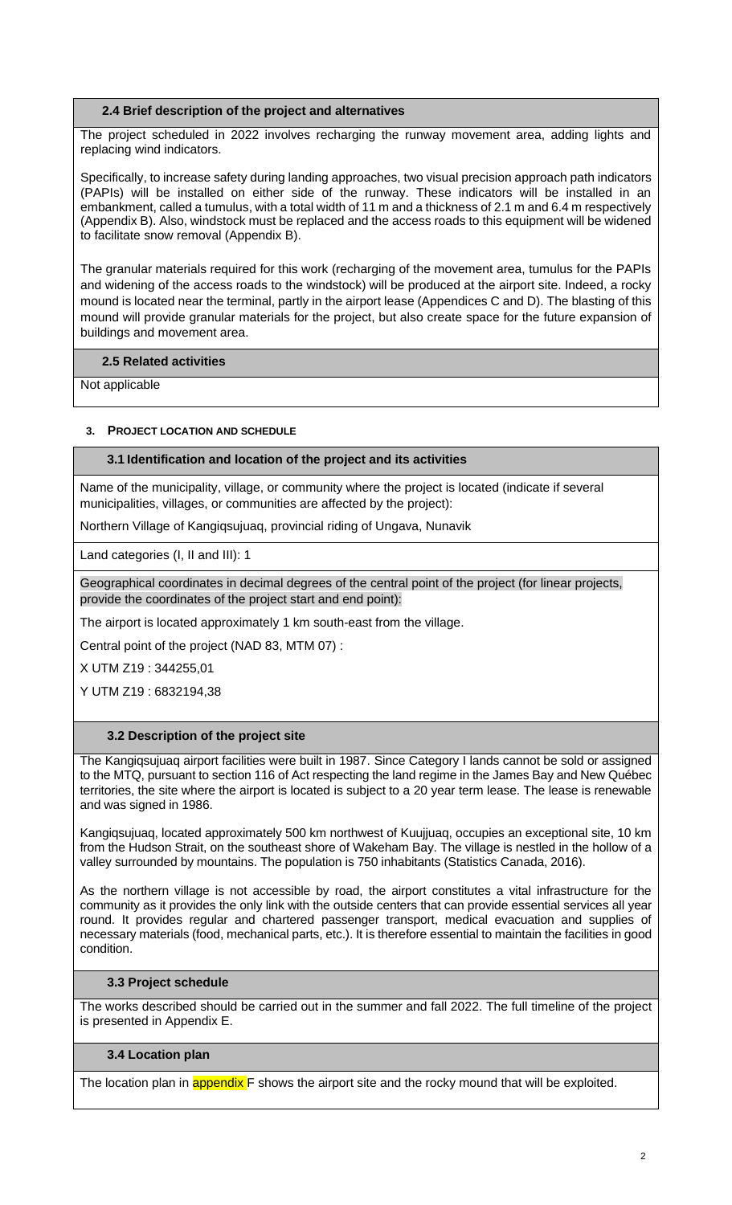### 2.4 Brief description of the project and alternatives

The project scheduled in 2022 involves recharging the runway movement area, adding lights and replacing wind indicators.

Specifically, to increase safety during landing approaches, two visual precision approach path indicators (PAPIs) will be installed on either side of the runway. These indicators will be installed in an embankment, called a tumulus, with a total width of 11 m and a thickness of 2.1 m and 6.4 m respectively (Appendix B). Also, windstock must be replaced and the access roads to this equipment will be widened to facilitate snow removal (Appendix B).

The granular materials required for this work (recharging of the movement area, tumulus for the PAPIs and widening of the access roads to the windstock) will be produced at the airport site. Indeed, a rocky mound is located near the terminal, partly in the airport lease (Appendices C and D). The blasting of this mound will provide granular materials for the project, but also create space for the future expansion of buildings and movement area.

### 2.5 Related activities

Not applicable

## 3. PROJECT LOCATION AND SCHEDULE

### 3.1 Identification and location of the project and its activities

Name of the municipality, village, or community where the project is located (indicate if several municipalities, villages, or communities are affected by the project):

Northern Village of Kangiqsujuaq, provincial riding of Ungava, Nunavik

Land categories (I, II and III): 1

Geographical coordinates in decimal degrees of the central point of the project (for linear projects, provide the coordinates of the project start and end point):

The airport is located approximately 1 km south-east from the village.

Central point of the project (NAD 83, MTM 07) :

X UTM Z19 : 344255,01

Y UTM Z19 : 6832194,38

### 3.2 Description of the project site

The Kangiqsujuaq airport facilities were built in 1987. Since Category I lands cannot be sold or assigned to the MTQ, pursuant to section 116 of Act respecting the land regime in the James Bay and New Québec territories, the site where the airport is located is subject to a 20 year term lease. The lease is renewable and was signed in 1986.

Kangiqsujuaq, located approximately 500 km northwest of Kuujjuaq, occupies an exceptional site, 10 km from the Hudson Strait, on the southeast shore of Wakeham Bay. The village is nestled in the hollow of a valley surrounded by mountains. The population is 750 inhabitants (Statistics Canada, 2016).

As the northern village is not accessible by road, the airport constitutes a vital infrastructure for the community as it provides the only link with the outside centers that can provide essential services all year round. It provides regular and chartered passenger transport, medical evacuation and supplies of necessary materials (food, mechanical parts, etc.). It is therefore essential to maintain the facilities in good condition.

### 3.3 Project schedule

The works described should be carried out in the summer and fall 2022. The full timeline of the project is presented in Appendix E.

### 3.4 Location plan

The location plan in appendix F shows the airport site and the rocky mound that will be exploited.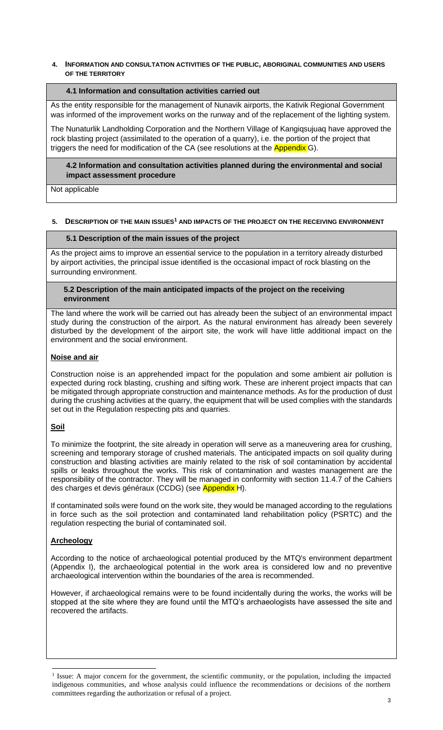## 4. INFORMATION AND CONSULTATION ACTIVITIES OF THE PUBLIC, ABORIGINAL COMMUNITIES AND USERS OF THE TERRITORY

### 4.1 Information and consultation activities carried out

As the entity responsible for the management of Nunavik airports, the Kativik Regional Government was informed of the improvement works on the runway and of the replacement of the lighting system.

The Nunaturlik Landholding Corporation and the Northern Village of Kangiqsujuaq have approved the rock blasting project (assimilated to the operation of a quarry), i.e. the portion of the project that triggers the need for modification of the CA (see resolutions at the Appendix G).

### 4.2 Information and consultation activities planned during the environmental and social impact assessment procedure

Not applicable

## 5. DESCRIPTION OF THE MAIN ISSUES[1] AND IMPACTS OF THE PROJECT ON THE RECEIVING ENVIRONMENT

### 5.1 Description of the main issues of the project

As the project aims to improve an essential service to the population in a territory already disturbed by airport activities, the principal issue identified is the occasional impact of rock blasting on the surrounding environment.

### 5.2 Description of the main anticipated impacts of the project on the receiving environment

The land where the work will be carried out has already been the subject of an environmental impact study during the construction of the airport. As the natural environment has already been severely disturbed by the development of the airport site, the work will have little additional impact on the environment and the social environment.

**Noise and air**

Construction noise is an apprehended impact for the population and some ambient air pollution is expected during rock blasting, crushing and sifting work. These are inherent project impacts that can be mitigated through appropriate construction and maintenance methods. As for the production of dust during the crushing activities at the quarry, the equipment that will be used complies with the standards set out in the Regulation respecting pits and quarries.

**Soil**

To minimize the footprint, the site already in operation will serve as a maneuvering area for crushing, screening and temporary storage of crushed materials. The anticipated impacts on soil quality during construction and blasting activities are mainly related to the risk of soil contamination by accidental spills or leaks throughout the works. This risk of contamination and wastes management are the responsibility of the contractor. They will be managed in conformity with section 11.4.7 of the Cahiers des charges et devis généraux (CCDG) (see Appendix H).

If contaminated soils were found on the work site, they would be managed according to the regulations in force such as the soil protection and contaminated land rehabilitation policy (PSRTC) and the regulation respecting the burial of contaminated soil.

**Archeology**

According to the notice of archaeological potential produced by the MTQ's environment department (Appendix I), the archaeological potential in the work area is considered low and no preventive archaeological intervention within the boundaries of the area is recommended.

However, if archaeological remains were to be found incidentally during the works, the works will be stopped at the site where they are found until the MTQ's archaeologists have assessed the site and recovered the artifacts.

---

[1] Issue: A major concern for the government, the scientific community, or the population, including the impacted indigenous communities, and whose analysis could influence the recommendations or decisions of the northern committees regarding the authorization or refusal of a project.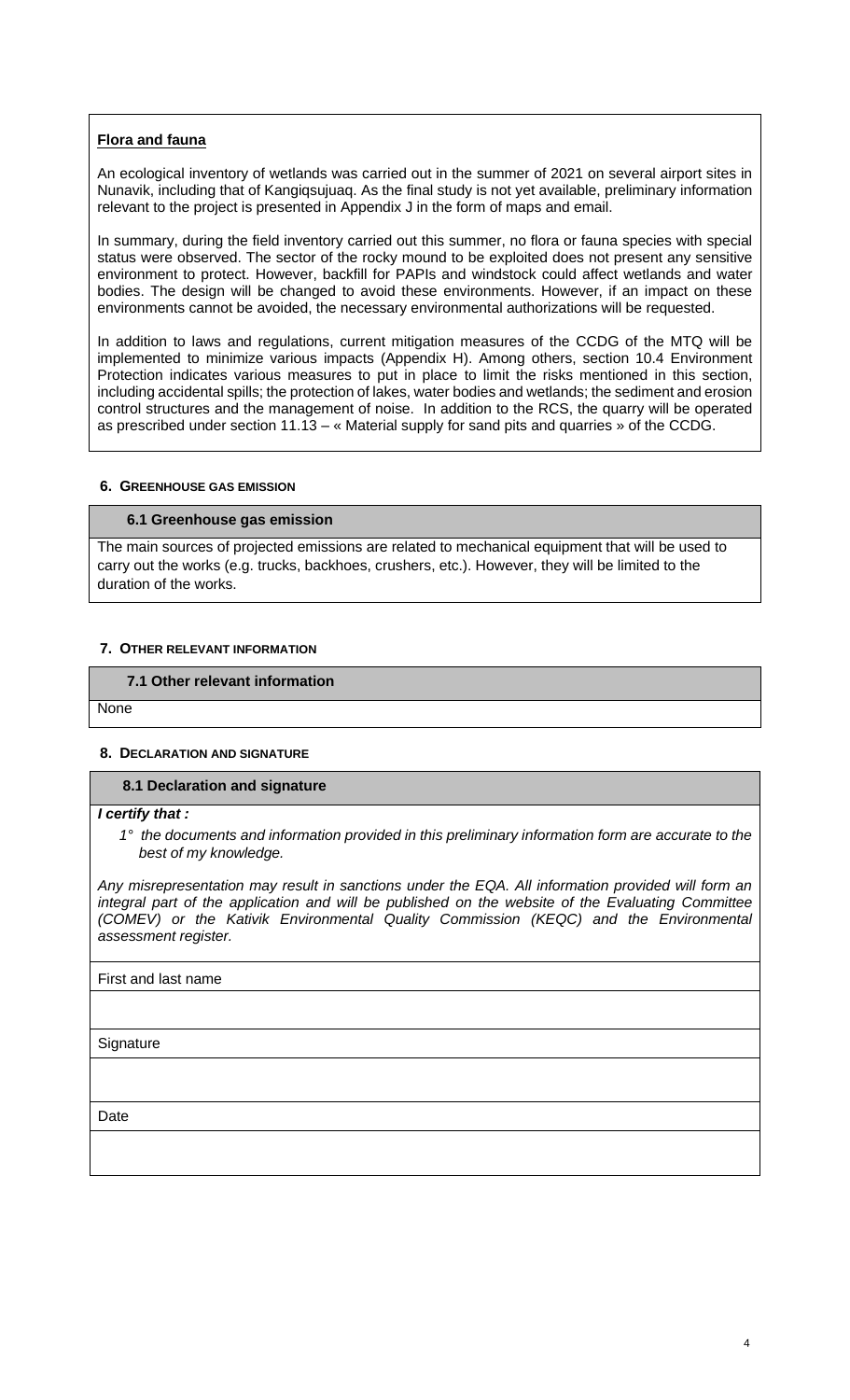**Flora and fauna**

An ecological inventory of wetlands was carried out in the summer of 2021 on several airport sites in Nunavik, including that of Kangiqsujuaq. As the final study is not yet available, preliminary information relevant to the project is presented in Appendix J in the form of maps and email.

In summary, during the field inventory carried out this summer, no flora or fauna species with special status were observed. The sector of the rocky mound to be exploited does not present any sensitive environment to protect. However, backfill for PAPIs and windstock could affect wetlands and water bodies. The design will be changed to avoid these environments. However, if an impact on these environments cannot be avoided, the necessary environmental authorizations will be requested.

In addition to laws and regulations, current mitigation measures of the CCDG of the MTQ will be implemented to minimize various impacts (Appendix H). Among others, section 10.4 Environment Protection indicates various measures to put in place to limit the risks mentioned in this section, including accidental spills; the protection of lakes, water bodies and wetlands; the sediment and erosion control structures and the management of noise. In addition to the RCS, the quarry will be operated as prescribed under section 11.13 – « Material supply for sand pits and quarries » of the CCDG.

## 6. GREENHOUSE GAS EMISSION

### 6.1 Greenhouse gas emission

The main sources of projected emissions are related to mechanical equipment that will be used to carry out the works (e.g. trucks, backhoes, crushers, etc.). However, they will be limited to the duration of the works.

## 7. OTHER RELEVANT INFORMATION

### 7.1 Other relevant information

None

## 8. DECLARATION AND SIGNATURE

### 8.1 Declaration and signature

***I certify that :***

*1° the documents and information provided in this preliminary information form are accurate to the best of my knowledge.*

*Any misrepresentation may result in sanctions under the EQA. All information provided will form an integral part of the application and will be published on the website of the Evaluating Committee (COMEV) or the Kativik Environmental Quality Commission (KEQC) and the Environmental assessment register.*

First and last name

Signature

Date